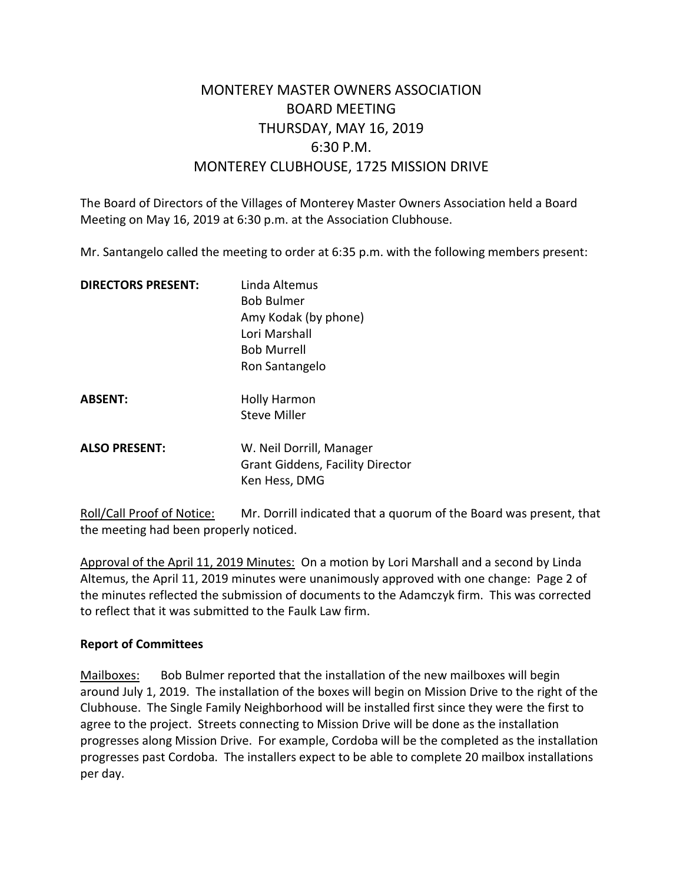# MONTEREY MASTER OWNERS ASSOCIATION
## BOARD MEETING
## THURSDAY, MAY 16, 2019
## 6:30 P.M.
## MONTEREY CLUBHOUSE, 1725 MISSION DRIVE

The Board of Directors of the Villages of Monterey Master Owners Association held a Board Meeting on May 16, 2019 at 6:30 p.m. at the Association Clubhouse.

Mr. Santangelo called the meeting to order at 6:35 p.m. with the following members present:

**DIRECTORS PRESENT:**
Linda Altemus
Bob Bulmer
Amy Kodak (by phone)
Lori Marshall
Bob Murrell
Ron Santangelo

**ABSENT:**
Holly Harmon
Steve Miller

**ALSO PRESENT:**
W. Neil Dorrill, Manager
Grant Giddens, Facility Director
Ken Hess, DMG

<u>Roll/Call Proof of Notice:</u> Mr. Dorrill indicated that a quorum of the Board was present, that the meeting had been properly noticed.

<u>Approval of the April 11, 2019 Minutes:</u> On a motion by Lori Marshall and a second by Linda Altemus, the April 11, 2019 minutes were unanimously approved with one change: Page 2 of the minutes reflected the submission of documents to the Adamczyk firm. This was corrected to reflect that it was submitted to the Faulk Law firm.

**Report of Committees**

<u>Mailboxes:</u> Bob Bulmer reported that the installation of the new mailboxes will begin around July 1, 2019. The installation of the boxes will begin on Mission Drive to the right of the Clubhouse. The Single Family Neighborhood will be installed first since they were the first to agree to the project. Streets connecting to Mission Drive will be done as the installation progresses along Mission Drive. For example, Cordoba will be the completed as the installation progresses past Cordoba. The installers expect to be able to complete 20 mailbox installations per day.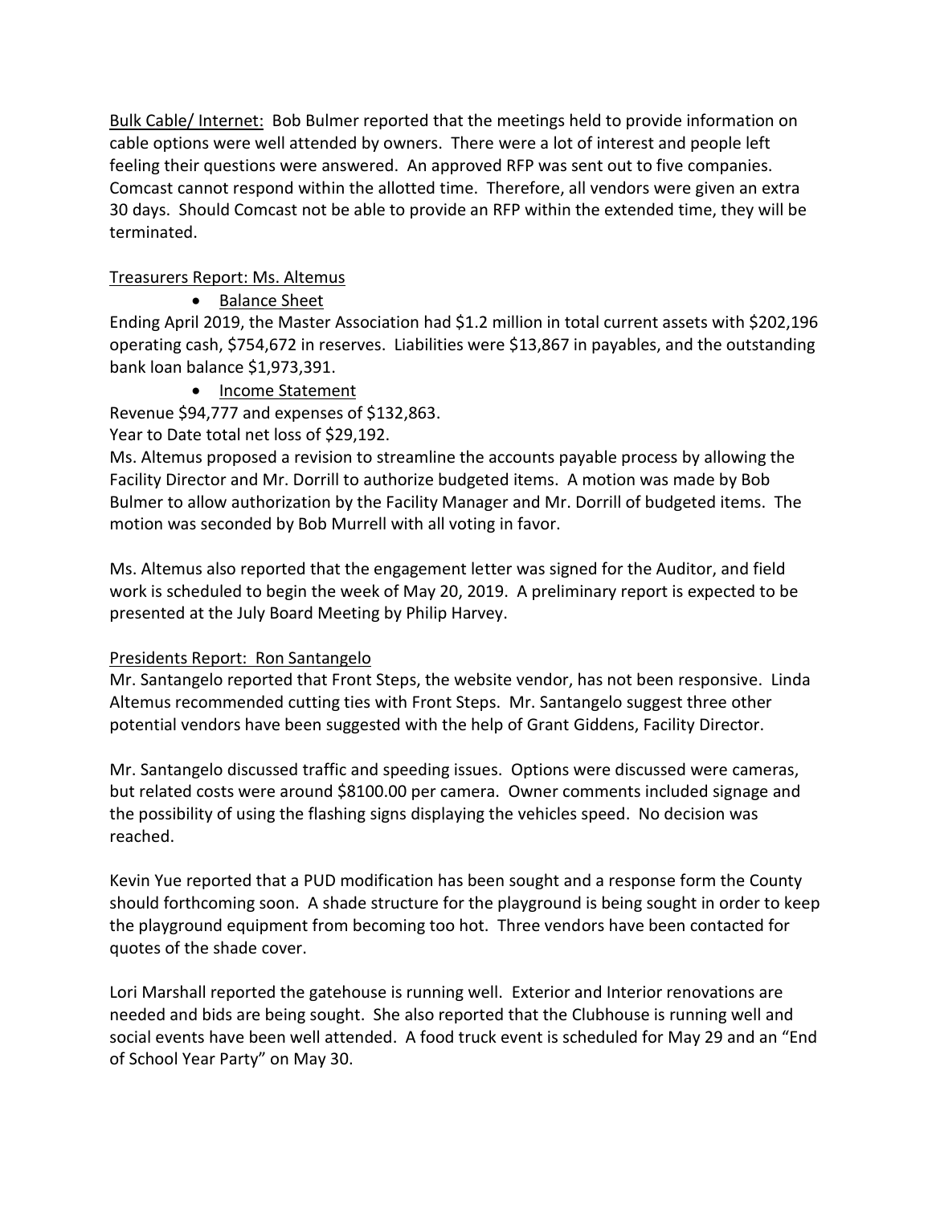Bulk Cable/ Internet: Bob Bulmer reported that the meetings held to provide information on cable options were well attended by owners. There were a lot of interest and people left feeling their questions were answered. An approved RFP was sent out to five companies. Comcast cannot respond within the allotted time. Therefore, all vendors were given an extra 30 days. Should Comcast not be able to provide an RFP within the extended time, they will be terminated.

Treasurers Report: Ms. Altemus

- Balance Sheet

Ending April 2019, the Master Association had $1.2 million in total current assets with $202,196 operating cash, $754,672 in reserves. Liabilities were $13,867 in payables, and the outstanding bank loan balance $1,973,391.

- Income Statement

Revenue $94,777 and expenses of $132,863.
Year to Date total net loss of $29,192.
Ms. Altemus proposed a revision to streamline the accounts payable process by allowing the Facility Director and Mr. Dorrill to authorize budgeted items. A motion was made by Bob Bulmer to allow authorization by the Facility Manager and Mr. Dorrill of budgeted items. The motion was seconded by Bob Murrell with all voting in favor.

Ms. Altemus also reported that the engagement letter was signed for the Auditor, and field work is scheduled to begin the week of May 20, 2019. A preliminary report is expected to be presented at the July Board Meeting by Philip Harvey.

Presidents Report: Ron Santangelo
Mr. Santangelo reported that Front Steps, the website vendor, has not been responsive. Linda Altemus recommended cutting ties with Front Steps. Mr. Santangelo suggest three other potential vendors have been suggested with the help of Grant Giddens, Facility Director.

Mr. Santangelo discussed traffic and speeding issues. Options were discussed were cameras, but related costs were around $8100.00 per camera. Owner comments included signage and the possibility of using the flashing signs displaying the vehicles speed. No decision was reached.

Kevin Yue reported that a PUD modification has been sought and a response form the County should forthcoming soon. A shade structure for the playground is being sought in order to keep the playground equipment from becoming too hot. Three vendors have been contacted for quotes of the shade cover.

Lori Marshall reported the gatehouse is running well. Exterior and Interior renovations are needed and bids are being sought. She also reported that the Clubhouse is running well and social events have been well attended. A food truck event is scheduled for May 29 and an "End of School Year Party" on May 30.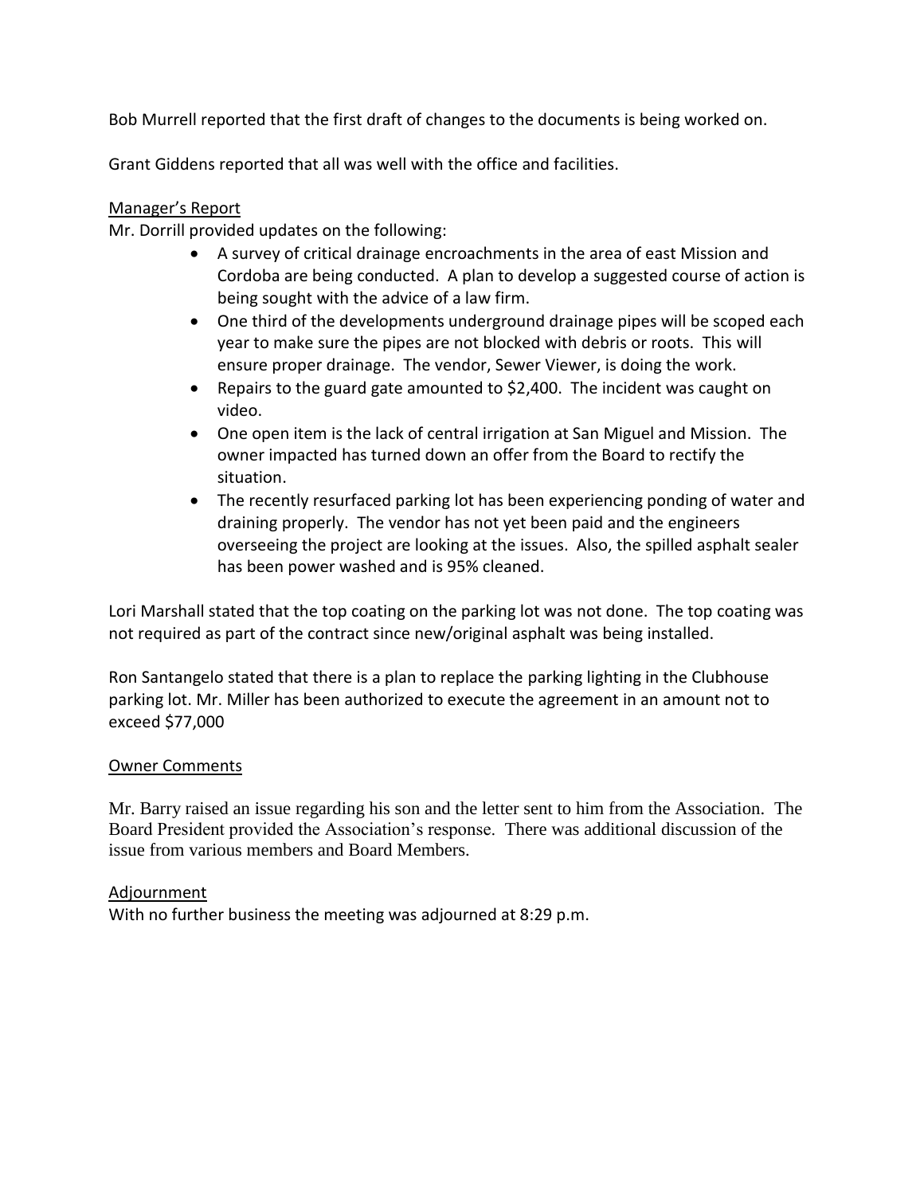Bob Murrell reported that the first draft of changes to the documents is being worked on.

Grant Giddens reported that all was well with the office and facilities.

Manager's Report

Mr. Dorrill provided updates on the following:

- A survey of critical drainage encroachments in the area of east Mission and Cordoba are being conducted. A plan to develop a suggested course of action is being sought with the advice of a law firm.
- One third of the developments underground drainage pipes will be scoped each year to make sure the pipes are not blocked with debris or roots. This will ensure proper drainage. The vendor, Sewer Viewer, is doing the work.
- Repairs to the guard gate amounted to $2,400. The incident was caught on video.
- One open item is the lack of central irrigation at San Miguel and Mission. The owner impacted has turned down an offer from the Board to rectify the situation.
- The recently resurfaced parking lot has been experiencing ponding of water and draining properly. The vendor has not yet been paid and the engineers overseeing the project are looking at the issues. Also, the spilled asphalt sealer has been power washed and is 95% cleaned.

Lori Marshall stated that the top coating on the parking lot was not done. The top coating was not required as part of the contract since new/original asphalt was being installed.

Ron Santangelo stated that there is a plan to replace the parking lighting in the Clubhouse parking lot. Mr. Miller has been authorized to execute the agreement in an amount not to exceed $77,000

Owner Comments

Mr. Barry raised an issue regarding his son and the letter sent to him from the Association. The Board President provided the Association's response. There was additional discussion of the issue from various members and Board Members.

Adjournment

With no further business the meeting was adjourned at 8:29 p.m.